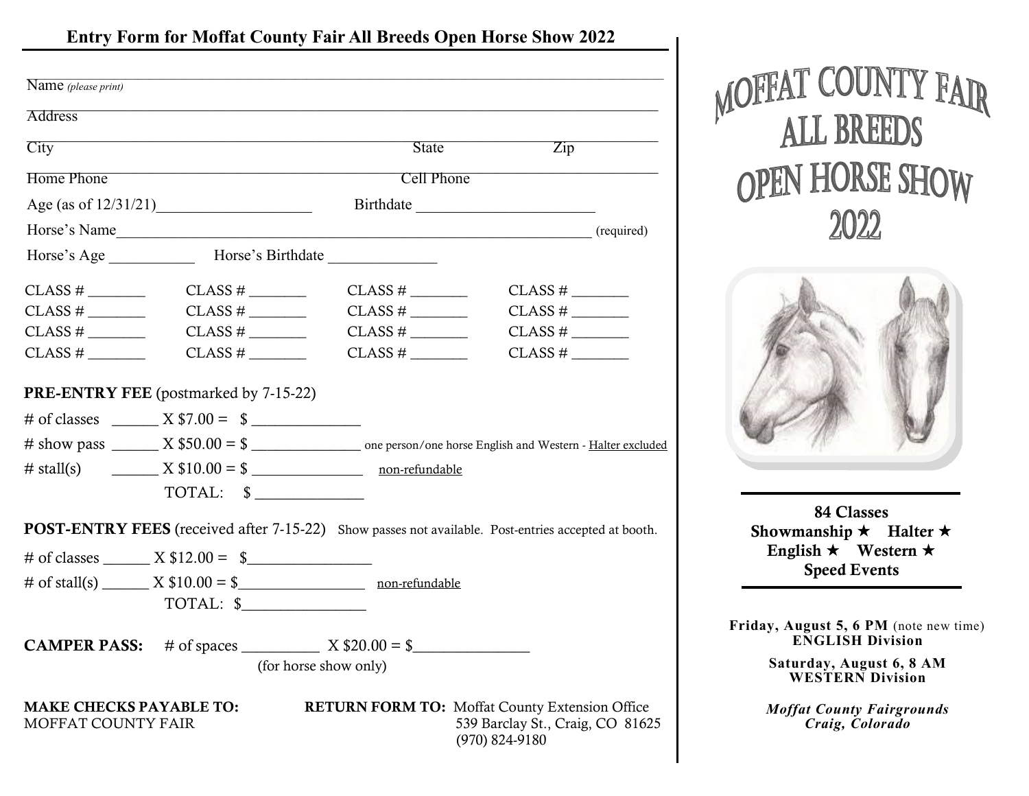# Entry Form for Moffat County Fair All Breeds Open Horse Show 2022

Name *(please print)* ________________________________________________

Address ________________________________________________

City ________________________ State ____________ Zip ____________

Home Phone ________________________ Cell Phone ________________________

Age (as of 12/31/21)____________________ Birthdate ________________________

Horse's Name________________________________________________ (required)

Horse's Age ___________ Horse's Birthdate ______________

| | | | |
|---|---|---|---|
| CLASS # _______ | CLASS # _______ | CLASS # _______ | CLASS # _______ |
| CLASS # _______ | CLASS # _______ | CLASS # _______ | CLASS # _______ |
| CLASS # _______ | CLASS # _______ | CLASS # _______ | CLASS # _______ |
| CLASS # _______ | CLASS # _______ | CLASS # _______ | CLASS # _______ |

**PRE-ENTRY FEE** (postmarked by 7-15-22)

# of classes ______ X $7.00 = $ ______________

# show pass ______ X $50.00 = $ ______________ one person/one horse English and Western - Halter excluded

# stall(s) ______ X $10.00 = $ ______________ non-refundable

TOTAL: $ ______________

**POST-ENTRY FEES** (received after 7-15-22) Show passes not available. Post-entries accepted at booth.

# of classes ______ X $12.00 = $________________

# of stall(s) ______ X $10.00 = $________________ non-refundable

TOTAL: $________________

**CAMPER PASS:** # of spaces __________ X $20.00 = $_______________

(for horse show only)

**MAKE CHECKS PAYABLE TO:**
MOFFAT COUNTY FAIR

**RETURN FORM TO:** Moffat County Extension Office
539 Barclay St., Craig, CO 81625
(970) 824-9180

# MOFFAT COUNTY FAIR ALL BREEDS OPEN HORSE SHOW 2022

**84 Classes**
**Showmanship ★ Halter ★**
**English ★ Western ★**
**Speed Events**

**Friday, August 5, 6 PM** (note new time)
**ENGLISH Division**

**Saturday, August 6, 8 AM**
**WESTERN Division**

***Moffat County Fairgrounds***
***Craig, Colorado***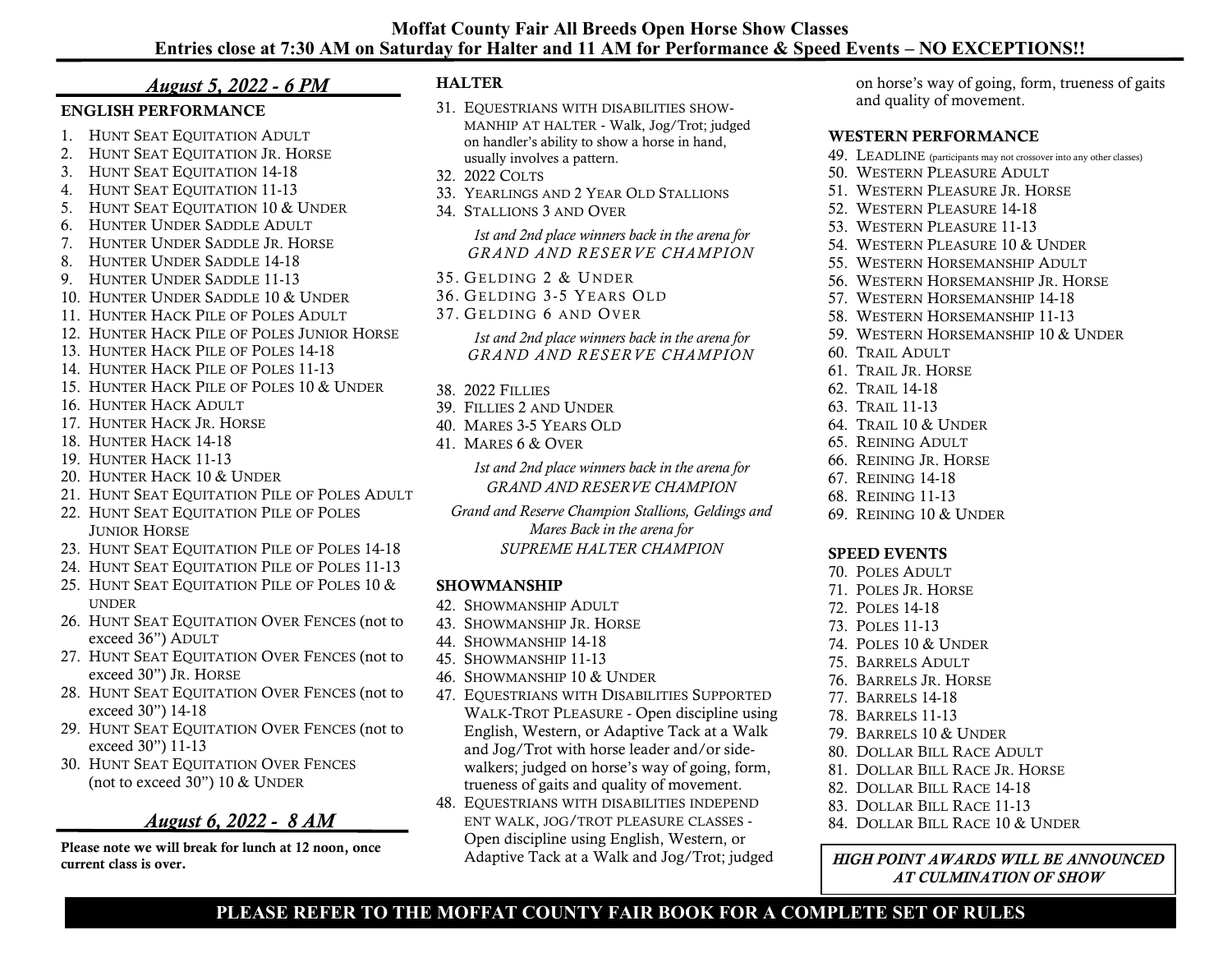# Moffat County Fair All Breeds Open Horse Show Classes

**Entries close at 7:30 AM on Saturday for Halter and 11 AM for Performance & Speed Events – NO EXCEPTIONS!!**

## *August 5, 2022 - 6 PM*

### ENGLISH PERFORMANCE

1. Hunt Seat Equitation Adult
2. Hunt Seat Equitation Jr. Horse
3. Hunt Seat Equitation 14-18
4. Hunt Seat Equitation 11-13
5. Hunt Seat Equitation 10 & Under
6. Hunter Under Saddle Adult
7. Hunter Under Saddle Jr. Horse
8. Hunter Under Saddle 14-18
9. Hunter Under Saddle 11-13
10. Hunter Under Saddle 10 & Under
11. Hunter Hack Pile of Poles Adult
12. Hunter Hack Pile of Poles Junior Horse
13. Hunter Hack Pile of Poles 14-18
14. Hunter Hack Pile of Poles 11-13
15. Hunter Hack Pile of Poles 10 & Under
16. Hunter Hack Adult
17. Hunter Hack Jr. Horse
18. Hunter Hack 14-18
19. Hunter Hack 11-13
20. Hunter Hack 10 & Under
21. Hunt Seat Equitation Pile of Poles Adult
22. Hunt Seat Equitation Pile of Poles Junior Horse
23. Hunt Seat Equitation Pile of Poles 14-18
24. Hunt Seat Equitation Pile of Poles 11-13
25. Hunt Seat Equitation Pile of Poles 10 & under
26. Hunt Seat Equitation Over Fences (not to exceed 36") Adult
27. Hunt Seat Equitation Over Fences (not to exceed 30") Jr. Horse
28. Hunt Seat Equitation Over Fences (not to exceed 30") 14-18
29. Hunt Seat Equitation Over Fences (not to exceed 30") 11-13
30. Hunt Seat Equitation Over Fences (not to exceed 30") 10 & Under

## *August 6, 2022 - 8 AM*

**Please note we will break for lunch at 12 noon, once current class is over.**

### HALTER

31. Equestrians with disabilities showmanhip at halter - Walk, Jog/Trot; judged on handler's ability to show a horse in hand, usually involves a pattern.
32. 2022 Colts
33. Yearlings and 2 Year Old Stallions
34. Stallions 3 and Over

*1st and 2nd place winners back in the arena for GRAND AND RESERVE CHAMPION*

35. Gelding 2 & Under
36. Gelding 3-5 Years Old
37. Gelding 6 and Over

*1st and 2nd place winners back in the arena for GRAND AND RESERVE CHAMPION*

38. 2022 Fillies
39. Fillies 2 and Under
40. Mares 3-5 Years Old
41. Mares 6 & Over

*1st and 2nd place winners back in the arena for GRAND AND RESERVE CHAMPION*

*Grand and Reserve Champion Stallions, Geldings and Mares Back in the arena for SUPREME HALTER CHAMPION*

### SHOWMANSHIP

42. Showmanship Adult
43. Showmanship Jr. Horse
44. Showmanship 14-18
45. Showmanship 11-13
46. Showmanship 10 & Under
47. Equestrians with Disabilities Supported Walk-Trot Pleasure - Open discipline using English, Western, or Adaptive Tack at a Walk and Jog/Trot with horse leader and/or side-walkers; judged on horse's way of going, form, trueness of gaits and quality of movement.
48. Equestrians with disabilities independent walk, jog/trot pleasure classes - Open discipline using English, Western, or Adaptive Tack at a Walk and Jog/Trot; judged on horse's way of going, form, trueness of gaits and quality of movement.

### WESTERN PERFORMANCE

49. Leadline (participants may not crossover into any other classes)
50. Western Pleasure Adult
51. Western Pleasure Jr. Horse
52. Western Pleasure 14-18
53. Western Pleasure 11-13
54. Western Pleasure 10 & Under
55. Western Horsemanship Adult
56. Western Horsemanship Jr. Horse
57. Western Horsemanship 14-18
58. Western Horsemanship 11-13
59. Western Horsemanship 10 & Under
60. Trail Adult
61. Trail Jr. Horse
62. Trail 14-18
63. Trail 11-13
64. Trail 10 & Under
65. Reining Adult
66. Reining Jr. Horse
67. Reining 14-18
68. Reining 11-13
69. Reining 10 & Under

### SPEED EVENTS

70. Poles Adult
71. Poles Jr. Horse
72. Poles 14-18
73. Poles 11-13
74. Poles 10 & Under
75. Barrels Adult
76. Barrels Jr. Horse
77. Barrels 14-18
78. Barrels 11-13
79. Barrels 10 & Under
80. Dollar Bill Race Adult
81. Dollar Bill Race Jr. Horse
82. Dollar Bill Race 14-18
83. Dollar Bill Race 11-13
84. Dollar Bill Race 10 & Under

***HIGH POINT AWARDS WILL BE ANNOUNCED AT CULMINATION OF SHOW***

**PLEASE REFER TO THE MOFFAT COUNTY FAIR BOOK FOR A COMPLETE SET OF RULES**